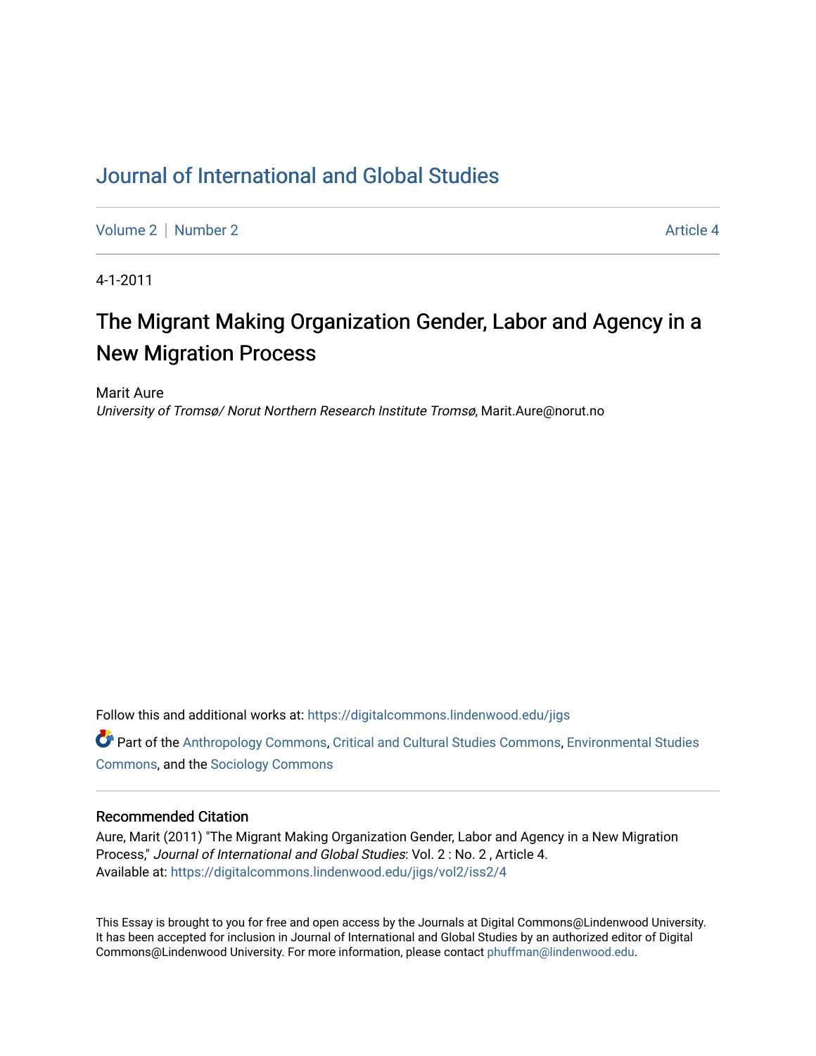# Journal of International and Global Studies

Volume 2 | Number 2 | Article 4

4-1-2011

## The Migrant Making Organization Gender, Labor and Agency in a New Migration Process

Marit Aure

*University of Tromsø/ Norut Northern Research Institute Tromsø*, Marit.Aure@norut.no

Follow this and additional works at: https://digitalcommons.lindenwood.edu/jigs

Part of the Anthropology Commons, Critical and Cultural Studies Commons, Environmental Studies Commons, and the Sociology Commons

### Recommended Citation

Aure, Marit (2011) "The Migrant Making Organization Gender, Labor and Agency in a New Migration Process," *Journal of International and Global Studies*: Vol. 2 : No. 2 , Article 4.
Available at: https://digitalcommons.lindenwood.edu/jigs/vol2/iss2/4

This Essay is brought to you for free and open access by the Journals at Digital Commons@Lindenwood University. It has been accepted for inclusion in Journal of International and Global Studies by an authorized editor of Digital Commons@Lindenwood University. For more information, please contact phuffman@lindenwood.edu.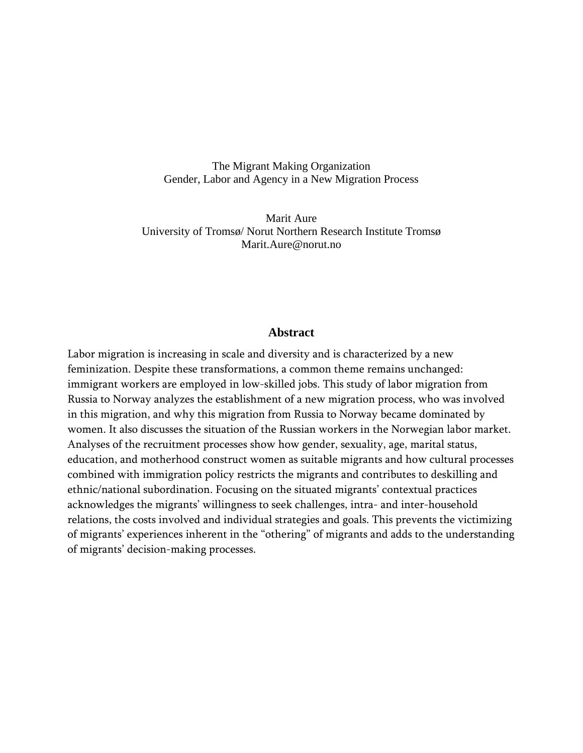# The Migrant Making Organization
## Gender, Labor and Agency in a New Migration Process

Marit Aure
University of Tromsø/ Norut Northern Research Institute Tromsø
Marit.Aure@norut.no

## Abstract

Labor migration is increasing in scale and diversity and is characterized by a new feminization. Despite these transformations, a common theme remains unchanged: immigrant workers are employed in low-skilled jobs. This study of labor migration from Russia to Norway analyzes the establishment of a new migration process, who was involved in this migration, and why this migration from Russia to Norway became dominated by women. It also discusses the situation of the Russian workers in the Norwegian labor market. Analyses of the recruitment processes show how gender, sexuality, age, marital status, education, and motherhood construct women as suitable migrants and how cultural processes combined with immigration policy restricts the migrants and contributes to deskilling and ethnic/national subordination. Focusing on the situated migrants' contextual practices acknowledges the migrants' willingness to seek challenges, intra- and inter-household relations, the costs involved and individual strategies and goals. This prevents the victimizing of migrants' experiences inherent in the "othering" of migrants and adds to the understanding of migrants' decision-making processes.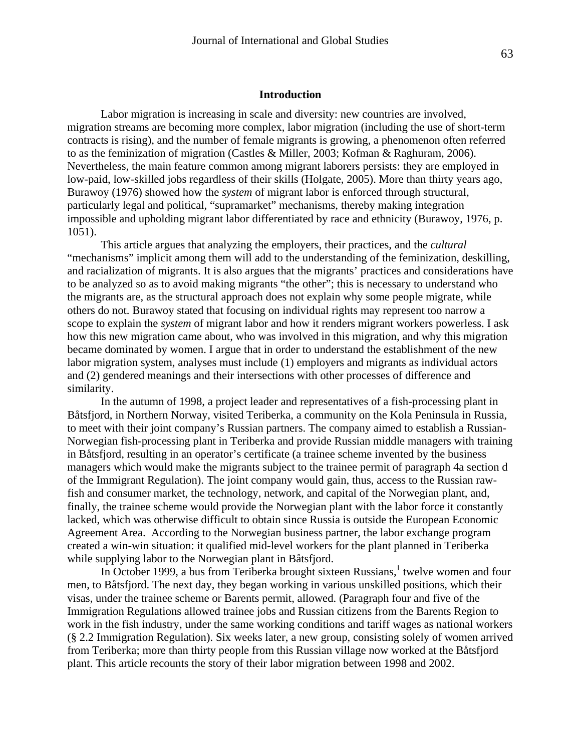## Introduction

Labor migration is increasing in scale and diversity: new countries are involved, migration streams are becoming more complex, labor migration (including the use of short-term contracts is rising), and the number of female migrants is growing, a phenomenon often referred to as the feminization of migration (Castles & Miller, 2003; Kofman & Raghuram, 2006). Nevertheless, the main feature common among migrant laborers persists: they are employed in low-paid, low-skilled jobs regardless of their skills (Holgate, 2005). More than thirty years ago, Burawoy (1976) showed how the *system* of migrant labor is enforced through structural, particularly legal and political, "supramarket" mechanisms, thereby making integration impossible and upholding migrant labor differentiated by race and ethnicity (Burawoy, 1976, p. 1051).

This article argues that analyzing the employers, their practices, and the *cultural* "mechanisms" implicit among them will add to the understanding of the feminization, deskilling, and racialization of migrants. It is also argues that the migrants' practices and considerations have to be analyzed so as to avoid making migrants "the other"; this is necessary to understand who the migrants are, as the structural approach does not explain why some people migrate, while others do not. Burawoy stated that focusing on individual rights may represent too narrow a scope to explain the *system* of migrant labor and how it renders migrant workers powerless. I ask how this new migration came about, who was involved in this migration, and why this migration became dominated by women. I argue that in order to understand the establishment of the new labor migration system, analyses must include (1) employers and migrants as individual actors and (2) gendered meanings and their intersections with other processes of difference and similarity.

In the autumn of 1998, a project leader and representatives of a fish-processing plant in Båtsfjord, in Northern Norway, visited Teriberka, a community on the Kola Peninsula in Russia, to meet with their joint company's Russian partners. The company aimed to establish a Russian-Norwegian fish-processing plant in Teriberka and provide Russian middle managers with training in Båtsfjord, resulting in an operator's certificate (a trainee scheme invented by the business managers which would make the migrants subject to the trainee permit of paragraph 4a section d of the Immigrant Regulation). The joint company would gain, thus, access to the Russian raw-fish and consumer market, the technology, network, and capital of the Norwegian plant, and, finally, the trainee scheme would provide the Norwegian plant with the labor force it constantly lacked, which was otherwise difficult to obtain since Russia is outside the European Economic Agreement Area. According to the Norwegian business partner, the labor exchange program created a win-win situation: it qualified mid-level workers for the plant planned in Teriberka while supplying labor to the Norwegian plant in Båtsfjord.

In October 1999, a bus from Teriberka brought sixteen Russians,[1] twelve women and four men, to Båtsfjord. The next day, they began working in various unskilled positions, which their visas, under the trainee scheme or Barents permit, allowed. (Paragraph four and five of the Immigration Regulations allowed trainee jobs and Russian citizens from the Barents Region to work in the fish industry, under the same working conditions and tariff wages as national workers (§ 2.2 Immigration Regulation). Six weeks later, a new group, consisting solely of women arrived from Teriberka; more than thirty people from this Russian village now worked at the Båtsfjord plant. This article recounts the story of their labor migration between 1998 and 2002.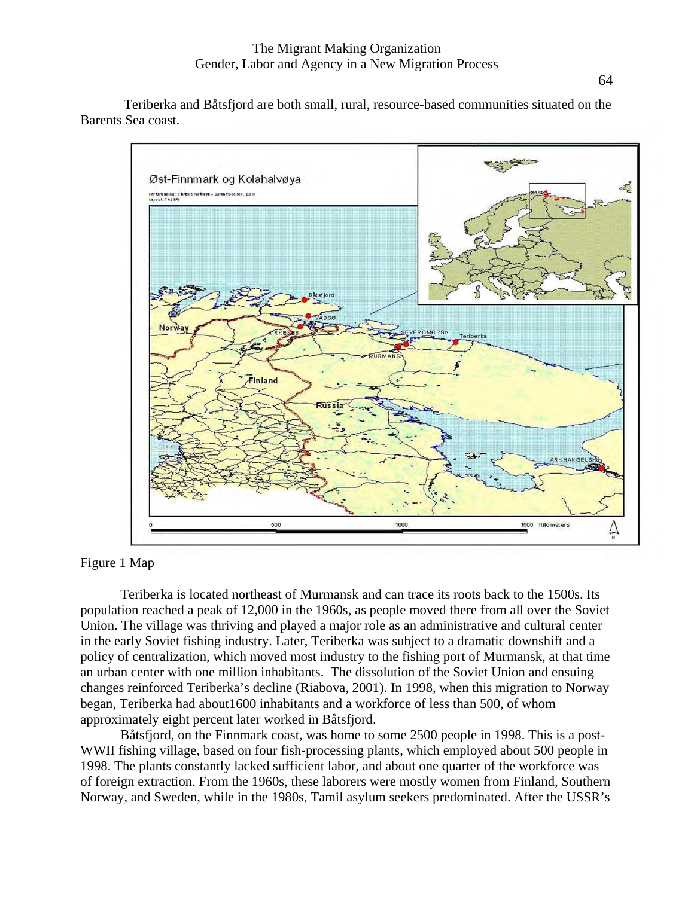Teriberka and Båtsfjord are both small, rural, resource-based communities situated on the Barents Sea coast.

Figure 1 Map

Teriberka is located northeast of Murmansk and can trace its roots back to the 1500s. Its population reached a peak of 12,000 in the 1960s, as people moved there from all over the Soviet Union. The village was thriving and played a major role as an administrative and cultural center in the early Soviet fishing industry. Later, Teriberka was subject to a dramatic downshift and a policy of centralization, which moved most industry to the fishing port of Murmansk, at that time an urban center with one million inhabitants. The dissolution of the Soviet Union and ensuing changes reinforced Teriberka's decline (Riabova, 2001). In 1998, when this migration to Norway began, Teriberka had about1600 inhabitants and a workforce of less than 500, of whom approximately eight percent later worked in Båtsfjord.

Båtsfjord, on the Finnmark coast, was home to some 2500 people in 1998. This is a post-WWII fishing village, based on four fish-processing plants, which employed about 500 people in 1998. The plants constantly lacked sufficient labor, and about one quarter of the workforce was of foreign extraction. From the 1960s, these laborers were mostly women from Finland, Southern Norway, and Sweden, while in the 1980s, Tamil asylum seekers predominated. After the USSR's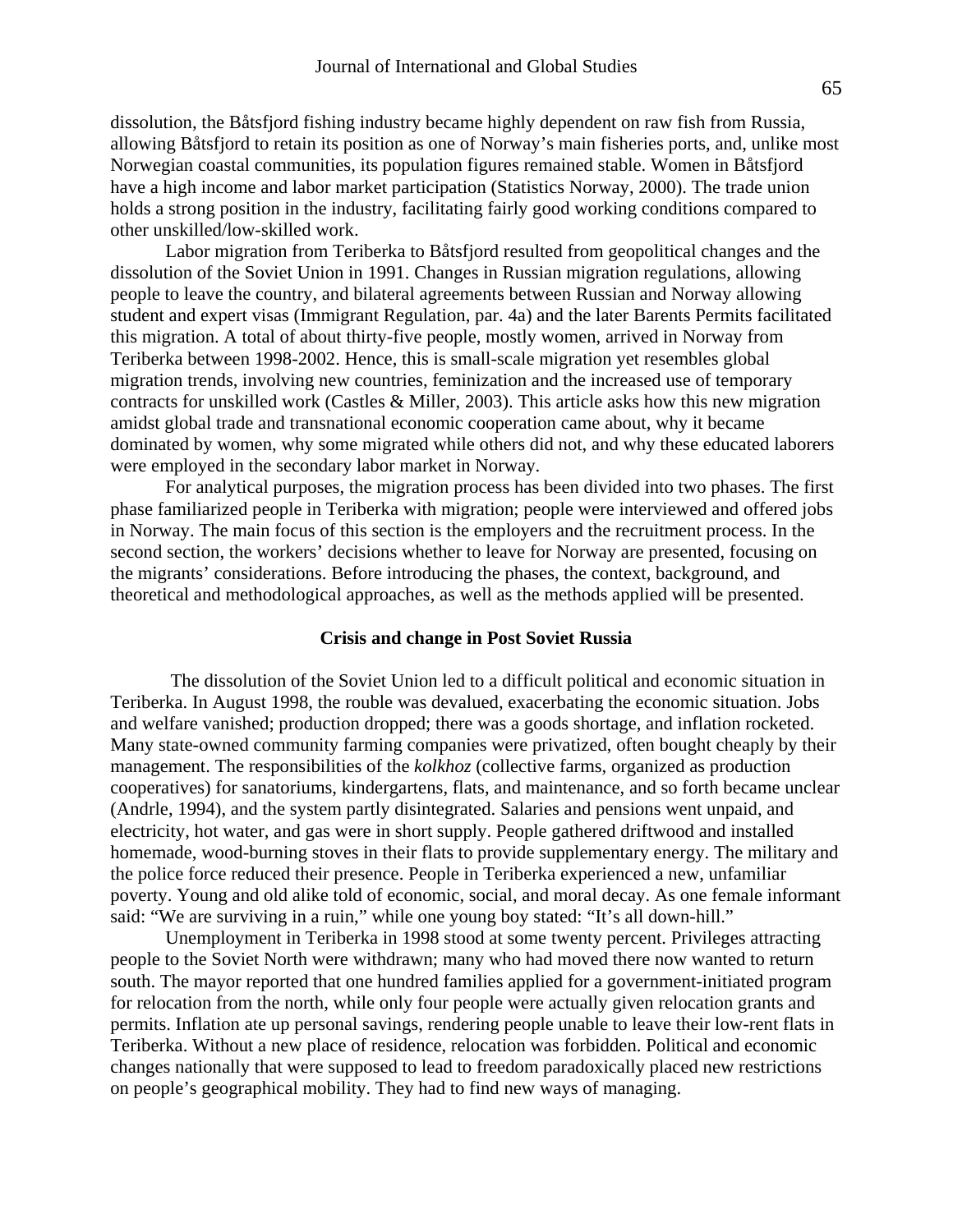dissolution, the Båtsfjord fishing industry became highly dependent on raw fish from Russia, allowing Båtsfjord to retain its position as one of Norway's main fisheries ports, and, unlike most Norwegian coastal communities, its population figures remained stable. Women in Båtsfjord have a high income and labor market participation (Statistics Norway, 2000). The trade union holds a strong position in the industry, facilitating fairly good working conditions compared to other unskilled/low-skilled work.

Labor migration from Teriberka to Båtsfjord resulted from geopolitical changes and the dissolution of the Soviet Union in 1991. Changes in Russian migration regulations, allowing people to leave the country, and bilateral agreements between Russian and Norway allowing student and expert visas (Immigrant Regulation, par. 4a) and the later Barents Permits facilitated this migration. A total of about thirty-five people, mostly women, arrived in Norway from Teriberka between 1998-2002. Hence, this is small-scale migration yet resembles global migration trends, involving new countries, feminization and the increased use of temporary contracts for unskilled work (Castles & Miller, 2003). This article asks how this new migration amidst global trade and transnational economic cooperation came about, why it became dominated by women, why some migrated while others did not, and why these educated laborers were employed in the secondary labor market in Norway.

For analytical purposes, the migration process has been divided into two phases. The first phase familiarized people in Teriberka with migration; people were interviewed and offered jobs in Norway. The main focus of this section is the employers and the recruitment process. In the second section, the workers' decisions whether to leave for Norway are presented, focusing on the migrants' considerations. Before introducing the phases, the context, background, and theoretical and methodological approaches, as well as the methods applied will be presented.

### Crisis and change in Post Soviet Russia

The dissolution of the Soviet Union led to a difficult political and economic situation in Teriberka. In August 1998, the rouble was devalued, exacerbating the economic situation. Jobs and welfare vanished; production dropped; there was a goods shortage, and inflation rocketed. Many state-owned community farming companies were privatized, often bought cheaply by their management. The responsibilities of the *kolkhoz* (collective farms, organized as production cooperatives) for sanatoriums, kindergartens, flats, and maintenance, and so forth became unclear (Andrle, 1994), and the system partly disintegrated. Salaries and pensions went unpaid, and electricity, hot water, and gas were in short supply. People gathered driftwood and installed homemade, wood-burning stoves in their flats to provide supplementary energy. The military and the police force reduced their presence. People in Teriberka experienced a new, unfamiliar poverty. Young and old alike told of economic, social, and moral decay. As one female informant said: "We are surviving in a ruin," while one young boy stated: "It's all down-hill."

Unemployment in Teriberka in 1998 stood at some twenty percent. Privileges attracting people to the Soviet North were withdrawn; many who had moved there now wanted to return south. The mayor reported that one hundred families applied for a government-initiated program for relocation from the north, while only four people were actually given relocation grants and permits. Inflation ate up personal savings, rendering people unable to leave their low-rent flats in Teriberka. Without a new place of residence, relocation was forbidden. Political and economic changes nationally that were supposed to lead to freedom paradoxically placed new restrictions on people's geographical mobility. They had to find new ways of managing.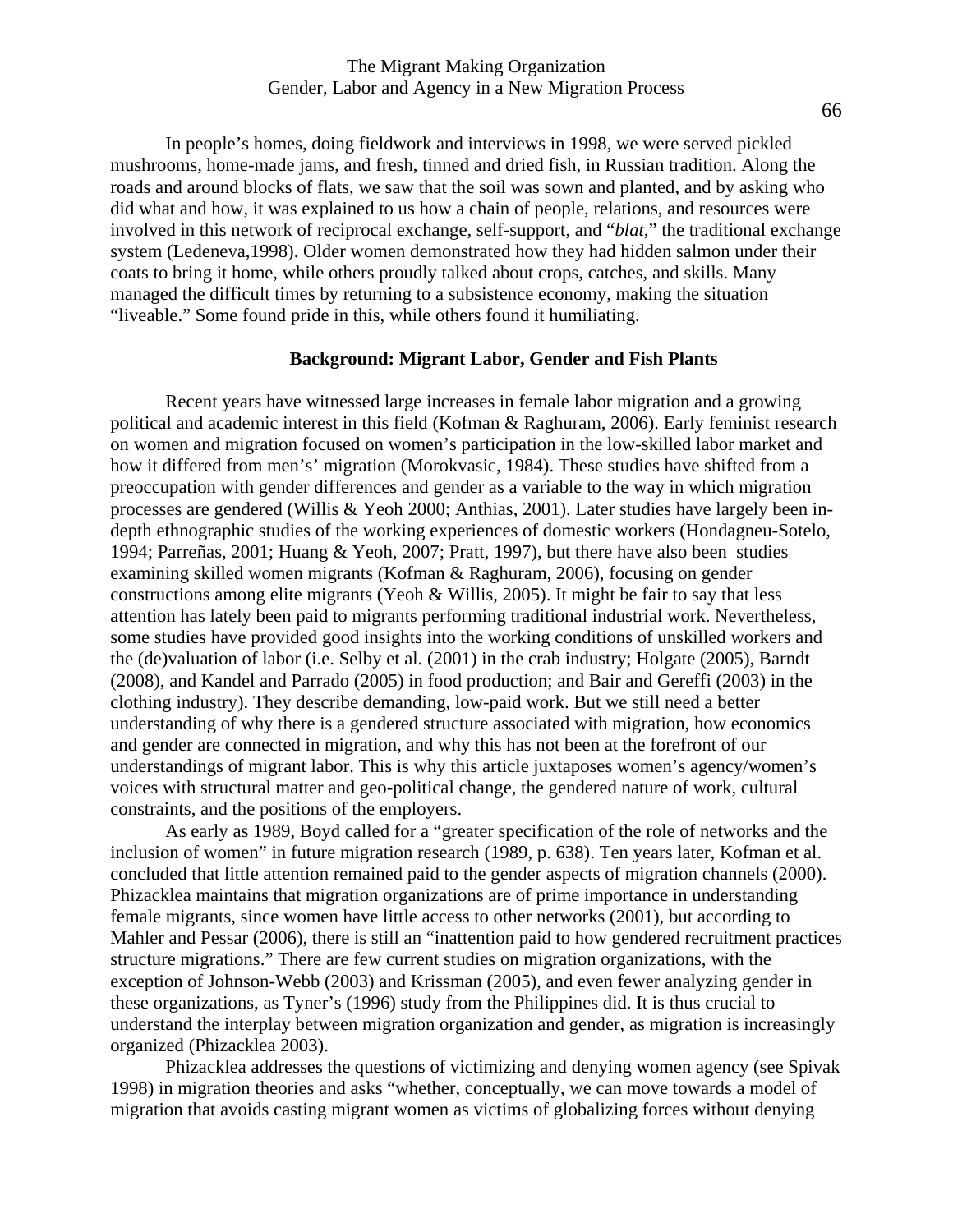In people's homes, doing fieldwork and interviews in 1998, we were served pickled mushrooms, home-made jams, and fresh, tinned and dried fish, in Russian tradition. Along the roads and around blocks of flats, we saw that the soil was sown and planted, and by asking who did what and how, it was explained to us how a chain of people, relations, and resources were involved in this network of reciprocal exchange, self-support, and "*blat*," the traditional exchange system (Ledeneva,1998). Older women demonstrated how they had hidden salmon under their coats to bring it home, while others proudly talked about crops, catches, and skills. Many managed the difficult times by returning to a subsistence economy, making the situation "liveable." Some found pride in this, while others found it humiliating.

### Background: Migrant Labor, Gender and Fish Plants

Recent years have witnessed large increases in female labor migration and a growing political and academic interest in this field (Kofman & Raghuram, 2006). Early feminist research on women and migration focused on women's participation in the low-skilled labor market and how it differed from men's' migration (Morokvasic, 1984). These studies have shifted from a preoccupation with gender differences and gender as a variable to the way in which migration processes are gendered (Willis & Yeoh 2000; Anthias, 2001). Later studies have largely been in-depth ethnographic studies of the working experiences of domestic workers (Hondagneu-Sotelo, 1994; Parreñas, 2001; Huang & Yeoh, 2007; Pratt, 1997), but there have also been studies examining skilled women migrants (Kofman & Raghuram, 2006), focusing on gender constructions among elite migrants (Yeoh & Willis, 2005). It might be fair to say that less attention has lately been paid to migrants performing traditional industrial work. Nevertheless, some studies have provided good insights into the working conditions of unskilled workers and the (de)valuation of labor (i.e. Selby et al. (2001) in the crab industry; Holgate (2005), Barndt (2008), and Kandel and Parrado (2005) in food production; and Bair and Gereffi (2003) in the clothing industry). They describe demanding, low-paid work. But we still need a better understanding of why there is a gendered structure associated with migration, how economics and gender are connected in migration, and why this has not been at the forefront of our understandings of migrant labor. This is why this article juxtaposes women's agency/women's voices with structural matter and geo-political change, the gendered nature of work, cultural constraints, and the positions of the employers.

As early as 1989, Boyd called for a "greater specification of the role of networks and the inclusion of women" in future migration research (1989, p. 638). Ten years later, Kofman et al. concluded that little attention remained paid to the gender aspects of migration channels (2000). Phizacklea maintains that migration organizations are of prime importance in understanding female migrants, since women have little access to other networks (2001), but according to Mahler and Pessar (2006), there is still an "inattention paid to how gendered recruitment practices structure migrations." There are few current studies on migration organizations, with the exception of Johnson-Webb (2003) and Krissman (2005), and even fewer analyzing gender in these organizations, as Tyner's (1996) study from the Philippines did. It is thus crucial to understand the interplay between migration organization and gender, as migration is increasingly organized (Phizacklea 2003).

Phizacklea addresses the questions of victimizing and denying women agency (see Spivak 1998) in migration theories and asks "whether, conceptually, we can move towards a model of migration that avoids casting migrant women as victims of globalizing forces without denying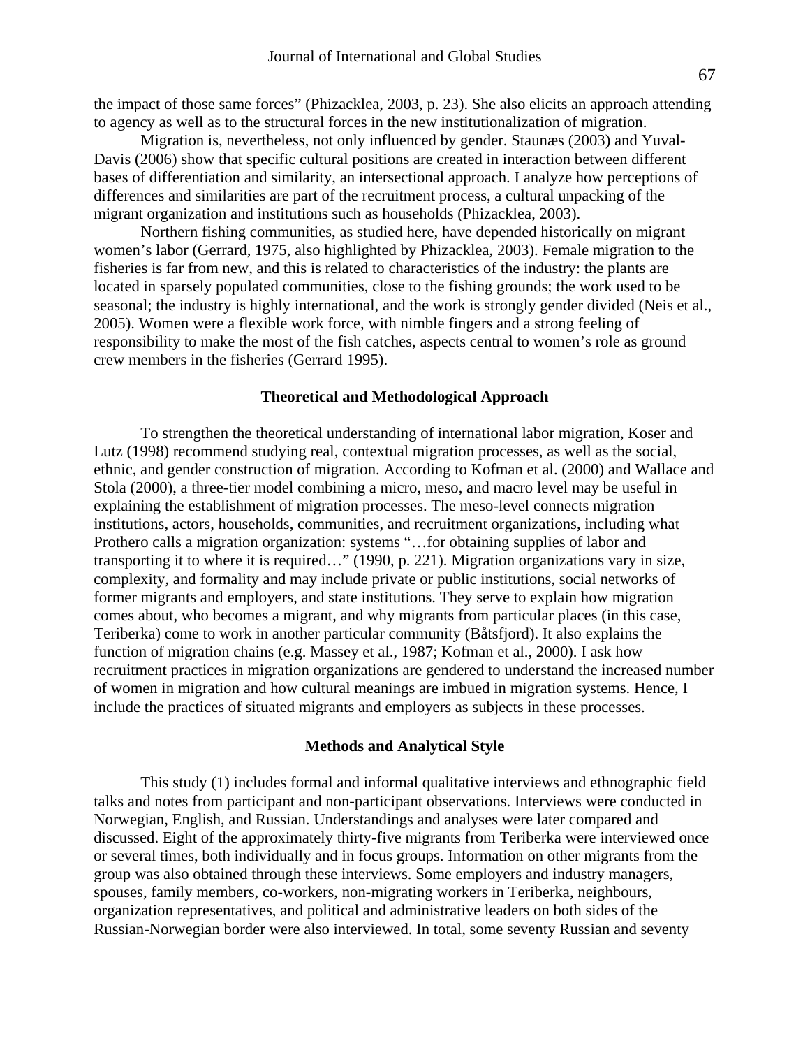the impact of those same forces" (Phizacklea, 2003, p. 23). She also elicits an approach attending to agency as well as to the structural forces in the new institutionalization of migration.

Migration is, nevertheless, not only influenced by gender. Staunæs (2003) and Yuval-Davis (2006) show that specific cultural positions are created in interaction between different bases of differentiation and similarity, an intersectional approach. I analyze how perceptions of differences and similarities are part of the recruitment process, a cultural unpacking of the migrant organization and institutions such as households (Phizacklea, 2003).

Northern fishing communities, as studied here, have depended historically on migrant women's labor (Gerrard, 1975, also highlighted by Phizacklea, 2003). Female migration to the fisheries is far from new, and this is related to characteristics of the industry: the plants are located in sparsely populated communities, close to the fishing grounds; the work used to be seasonal; the industry is highly international, and the work is strongly gender divided (Neis et al., 2005). Women were a flexible work force, with nimble fingers and a strong feeling of responsibility to make the most of the fish catches, aspects central to women's role as ground crew members in the fisheries (Gerrard 1995).

## Theoretical and Methodological Approach

To strengthen the theoretical understanding of international labor migration, Koser and Lutz (1998) recommend studying real, contextual migration processes, as well as the social, ethnic, and gender construction of migration. According to Kofman et al. (2000) and Wallace and Stola (2000), a three-tier model combining a micro, meso, and macro level may be useful in explaining the establishment of migration processes. The meso-level connects migration institutions, actors, households, communities, and recruitment organizations, including what Prothero calls a migration organization: systems "…for obtaining supplies of labor and transporting it to where it is required…" (1990, p. 221). Migration organizations vary in size, complexity, and formality and may include private or public institutions, social networks of former migrants and employers, and state institutions. They serve to explain how migration comes about, who becomes a migrant, and why migrants from particular places (in this case, Teriberka) come to work in another particular community (Båtsfjord). It also explains the function of migration chains (e.g. Massey et al., 1987; Kofman et al., 2000). I ask how recruitment practices in migration organizations are gendered to understand the increased number of women in migration and how cultural meanings are imbued in migration systems. Hence, I include the practices of situated migrants and employers as subjects in these processes.

## Methods and Analytical Style

This study (1) includes formal and informal qualitative interviews and ethnographic field talks and notes from participant and non-participant observations. Interviews were conducted in Norwegian, English, and Russian. Understandings and analyses were later compared and discussed. Eight of the approximately thirty-five migrants from Teriberka were interviewed once or several times, both individually and in focus groups. Information on other migrants from the group was also obtained through these interviews. Some employers and industry managers, spouses, family members, co-workers, non-migrating workers in Teriberka, neighbours, organization representatives, and political and administrative leaders on both sides of the Russian-Norwegian border were also interviewed. In total, some seventy Russian and seventy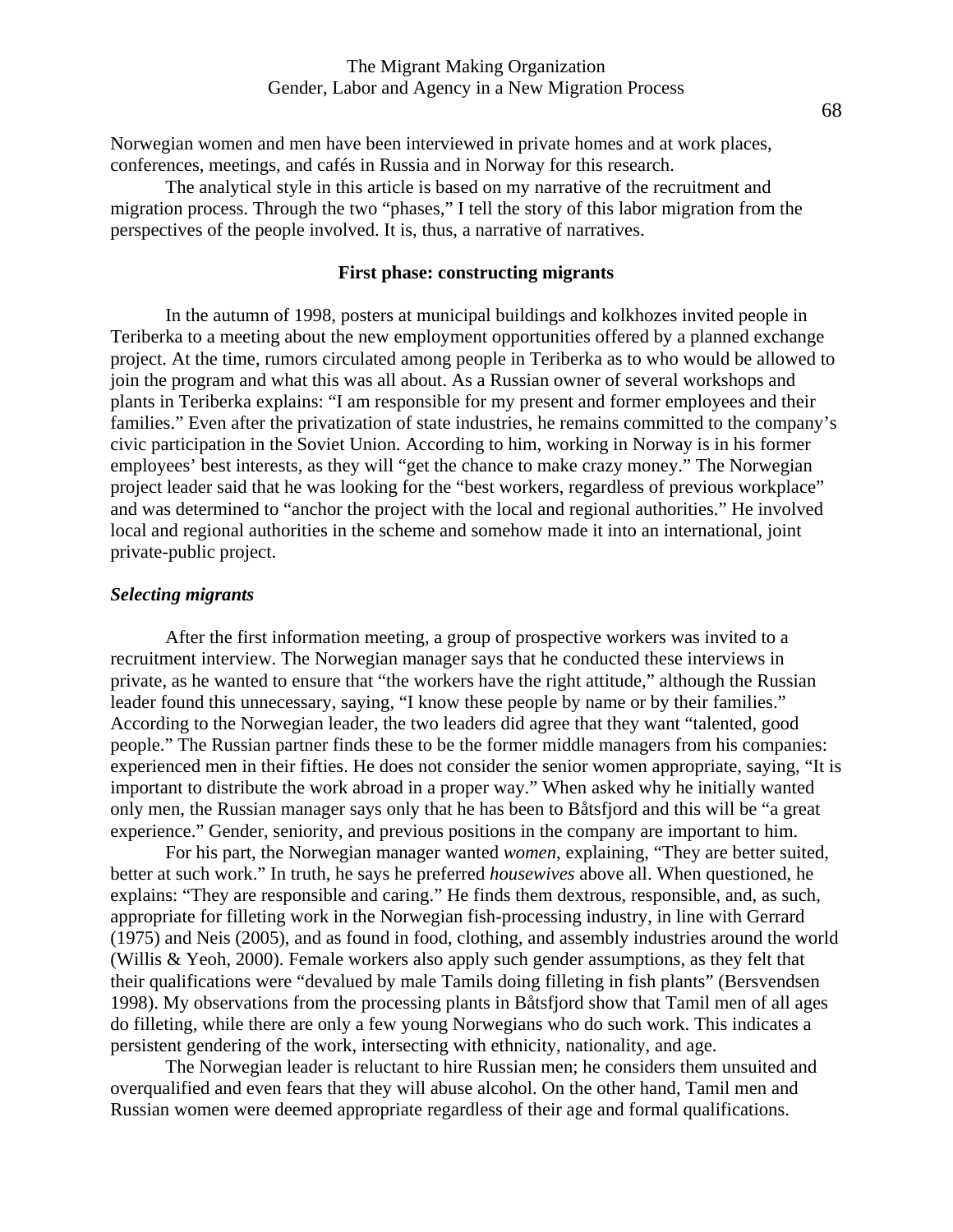Norwegian women and men have been interviewed in private homes and at work places, conferences, meetings, and cafés in Russia and in Norway for this research.

The analytical style in this article is based on my narrative of the recruitment and migration process. Through the two "phases," I tell the story of this labor migration from the perspectives of the people involved. It is, thus, a narrative of narratives.

## First phase: constructing migrants

In the autumn of 1998, posters at municipal buildings and kolkhozes invited people in Teriberka to a meeting about the new employment opportunities offered by a planned exchange project. At the time, rumors circulated among people in Teriberka as to who would be allowed to join the program and what this was all about. As a Russian owner of several workshops and plants in Teriberka explains: "I am responsible for my present and former employees and their families." Even after the privatization of state industries, he remains committed to the company's civic participation in the Soviet Union. According to him, working in Norway is in his former employees' best interests, as they will "get the chance to make crazy money." The Norwegian project leader said that he was looking for the "best workers, regardless of previous workplace" and was determined to "anchor the project with the local and regional authorities." He involved local and regional authorities in the scheme and somehow made it into an international, joint private-public project.

### *Selecting migrants*

After the first information meeting, a group of prospective workers was invited to a recruitment interview. The Norwegian manager says that he conducted these interviews in private, as he wanted to ensure that "the workers have the right attitude," although the Russian leader found this unnecessary, saying, "I know these people by name or by their families." According to the Norwegian leader, the two leaders did agree that they want "talented, good people." The Russian partner finds these to be the former middle managers from his companies: experienced men in their fifties. He does not consider the senior women appropriate, saying, "It is important to distribute the work abroad in a proper way." When asked why he initially wanted only men, the Russian manager says only that he has been to Båtsfjord and this will be "a great experience." Gender, seniority, and previous positions in the company are important to him.

For his part, the Norwegian manager wanted *women*, explaining, "They are better suited, better at such work." In truth, he says he preferred *housewives* above all. When questioned, he explains: "They are responsible and caring." He finds them dextrous, responsible, and, as such, appropriate for filleting work in the Norwegian fish-processing industry, in line with Gerrard (1975) and Neis (2005), and as found in food, clothing, and assembly industries around the world (Willis & Yeoh, 2000). Female workers also apply such gender assumptions, as they felt that their qualifications were "devalued by male Tamils doing filleting in fish plants" (Bersvendsen 1998). My observations from the processing plants in Båtsfjord show that Tamil men of all ages do filleting, while there are only a few young Norwegians who do such work. This indicates a persistent gendering of the work, intersecting with ethnicity, nationality, and age.

The Norwegian leader is reluctant to hire Russian men; he considers them unsuited and overqualified and even fears that they will abuse alcohol. On the other hand, Tamil men and Russian women were deemed appropriate regardless of their age and formal qualifications.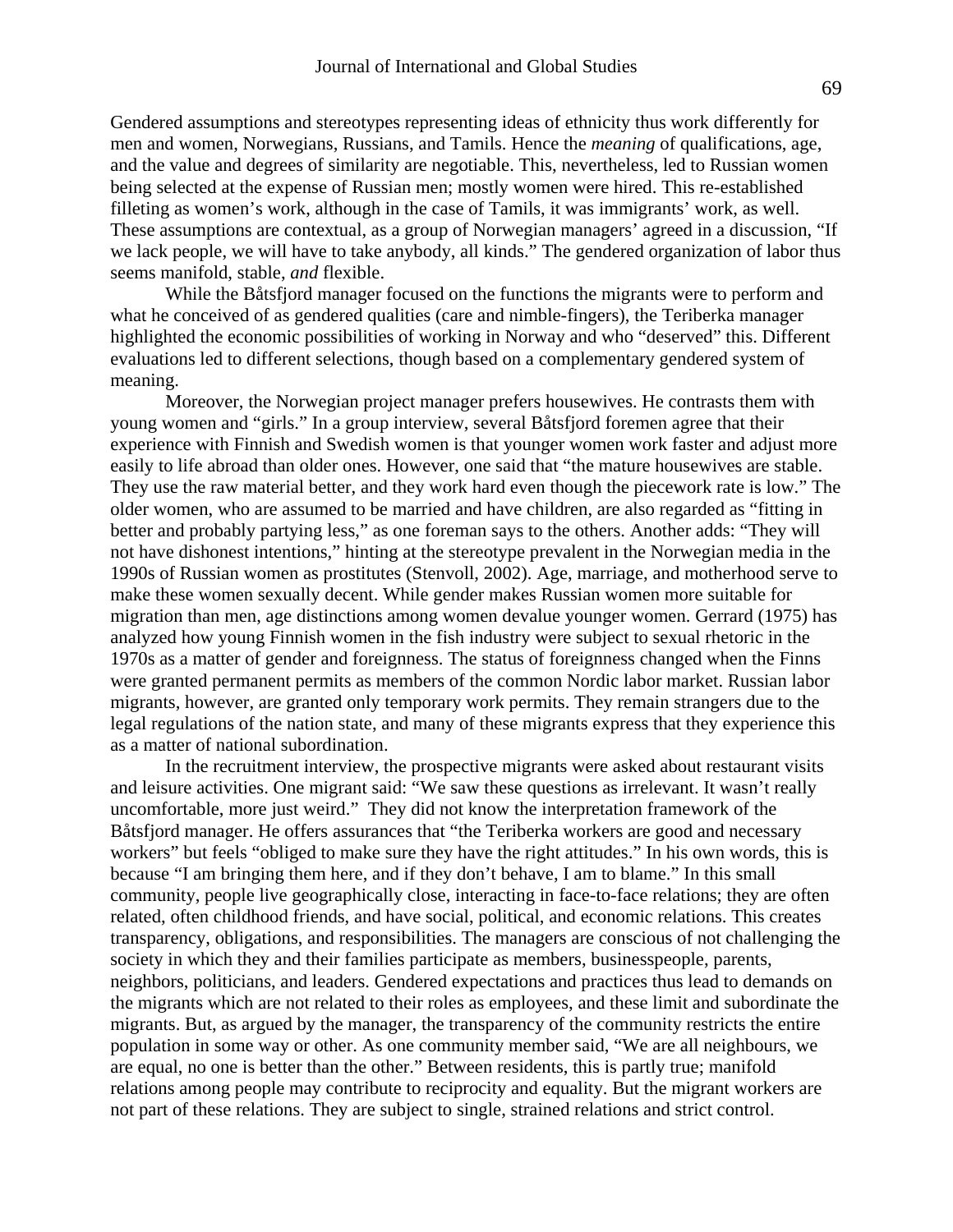Gendered assumptions and stereotypes representing ideas of ethnicity thus work differently for men and women, Norwegians, Russians, and Tamils. Hence the *meaning* of qualifications, age, and the value and degrees of similarity are negotiable. This, nevertheless, led to Russian women being selected at the expense of Russian men; mostly women were hired. This re-established filleting as women's work, although in the case of Tamils, it was immigrants' work, as well. These assumptions are contextual, as a group of Norwegian managers' agreed in a discussion, "If we lack people, we will have to take anybody, all kinds." The gendered organization of labor thus seems manifold, stable, *and* flexible.

While the Båtsfjord manager focused on the functions the migrants were to perform and what he conceived of as gendered qualities (care and nimble-fingers), the Teriberka manager highlighted the economic possibilities of working in Norway and who "deserved" this. Different evaluations led to different selections, though based on a complementary gendered system of meaning.

Moreover, the Norwegian project manager prefers housewives. He contrasts them with young women and "girls." In a group interview, several Båtsfjord foremen agree that their experience with Finnish and Swedish women is that younger women work faster and adjust more easily to life abroad than older ones. However, one said that "the mature housewives are stable. They use the raw material better, and they work hard even though the piecework rate is low." The older women, who are assumed to be married and have children, are also regarded as "fitting in better and probably partying less," as one foreman says to the others. Another adds: "They will not have dishonest intentions," hinting at the stereotype prevalent in the Norwegian media in the 1990s of Russian women as prostitutes (Stenvoll, 2002). Age, marriage, and motherhood serve to make these women sexually decent. While gender makes Russian women more suitable for migration than men, age distinctions among women devalue younger women. Gerrard (1975) has analyzed how young Finnish women in the fish industry were subject to sexual rhetoric in the 1970s as a matter of gender and foreignness. The status of foreignness changed when the Finns were granted permanent permits as members of the common Nordic labor market. Russian labor migrants, however, are granted only temporary work permits. They remain strangers due to the legal regulations of the nation state, and many of these migrants express that they experience this as a matter of national subordination.

In the recruitment interview, the prospective migrants were asked about restaurant visits and leisure activities. One migrant said: "We saw these questions as irrelevant. It wasn't really uncomfortable, more just weird." They did not know the interpretation framework of the Båtsfjord manager. He offers assurances that "the Teriberka workers are good and necessary workers" but feels "obliged to make sure they have the right attitudes." In his own words, this is because "I am bringing them here, and if they don't behave, I am to blame." In this small community, people live geographically close, interacting in face-to-face relations; they are often related, often childhood friends, and have social, political, and economic relations. This creates transparency, obligations, and responsibilities. The managers are conscious of not challenging the society in which they and their families participate as members, businesspeople, parents, neighbors, politicians, and leaders. Gendered expectations and practices thus lead to demands on the migrants which are not related to their roles as employees, and these limit and subordinate the migrants. But, as argued by the manager, the transparency of the community restricts the entire population in some way or other. As one community member said, "We are all neighbours, we are equal, no one is better than the other." Between residents, this is partly true; manifold relations among people may contribute to reciprocity and equality. But the migrant workers are not part of these relations. They are subject to single, strained relations and strict control.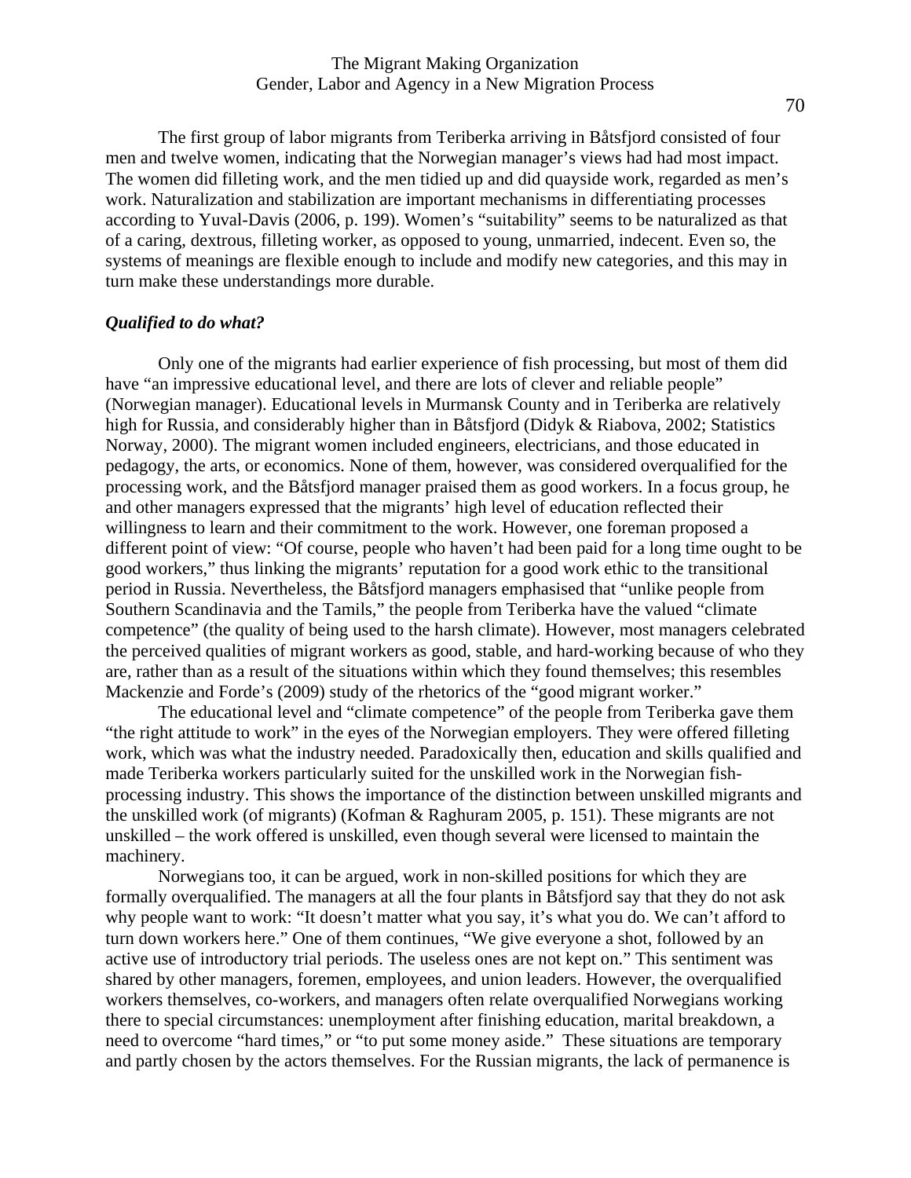The first group of labor migrants from Teriberka arriving in Båtsfjord consisted of four men and twelve women, indicating that the Norwegian manager's views had had most impact. The women did filleting work, and the men tidied up and did quayside work, regarded as men's work. Naturalization and stabilization are important mechanisms in differentiating processes according to Yuval-Davis (2006, p. 199). Women's "suitability" seems to be naturalized as that of a caring, dextrous, filleting worker, as opposed to young, unmarried, indecent. Even so, the systems of meanings are flexible enough to include and modify new categories, and this may in turn make these understandings more durable.

### *Qualified to do what?*

Only one of the migrants had earlier experience of fish processing, but most of them did have "an impressive educational level, and there are lots of clever and reliable people" (Norwegian manager). Educational levels in Murmansk County and in Teriberka are relatively high for Russia, and considerably higher than in Båtsfjord (Didyk & Riabova, 2002; Statistics Norway, 2000). The migrant women included engineers, electricians, and those educated in pedagogy, the arts, or economics. None of them, however, was considered overqualified for the processing work, and the Båtsfjord manager praised them as good workers. In a focus group, he and other managers expressed that the migrants' high level of education reflected their willingness to learn and their commitment to the work. However, one foreman proposed a different point of view: "Of course, people who haven't had been paid for a long time ought to be good workers," thus linking the migrants' reputation for a good work ethic to the transitional period in Russia. Nevertheless, the Båtsfjord managers emphasised that "unlike people from Southern Scandinavia and the Tamils," the people from Teriberka have the valued "climate competence" (the quality of being used to the harsh climate). However, most managers celebrated the perceived qualities of migrant workers as good, stable, and hard-working because of who they are, rather than as a result of the situations within which they found themselves; this resembles Mackenzie and Forde's (2009) study of the rhetorics of the "good migrant worker."

The educational level and "climate competence" of the people from Teriberka gave them "the right attitude to work" in the eyes of the Norwegian employers. They were offered filleting work, which was what the industry needed. Paradoxically then, education and skills qualified and made Teriberka workers particularly suited for the unskilled work in the Norwegian fish-processing industry. This shows the importance of the distinction between unskilled migrants and the unskilled work (of migrants) (Kofman & Raghuram 2005, p. 151). These migrants are not unskilled – the work offered is unskilled, even though several were licensed to maintain the machinery.

Norwegians too, it can be argued, work in non-skilled positions for which they are formally overqualified. The managers at all the four plants in Båtsfjord say that they do not ask why people want to work: "It doesn't matter what you say, it's what you do. We can't afford to turn down workers here." One of them continues, "We give everyone a shot, followed by an active use of introductory trial periods. The useless ones are not kept on." This sentiment was shared by other managers, foremen, employees, and union leaders. However, the overqualified workers themselves, co-workers, and managers often relate overqualified Norwegians working there to special circumstances: unemployment after finishing education, marital breakdown, a need to overcome "hard times," or "to put some money aside." These situations are temporary and partly chosen by the actors themselves. For the Russian migrants, the lack of permanence is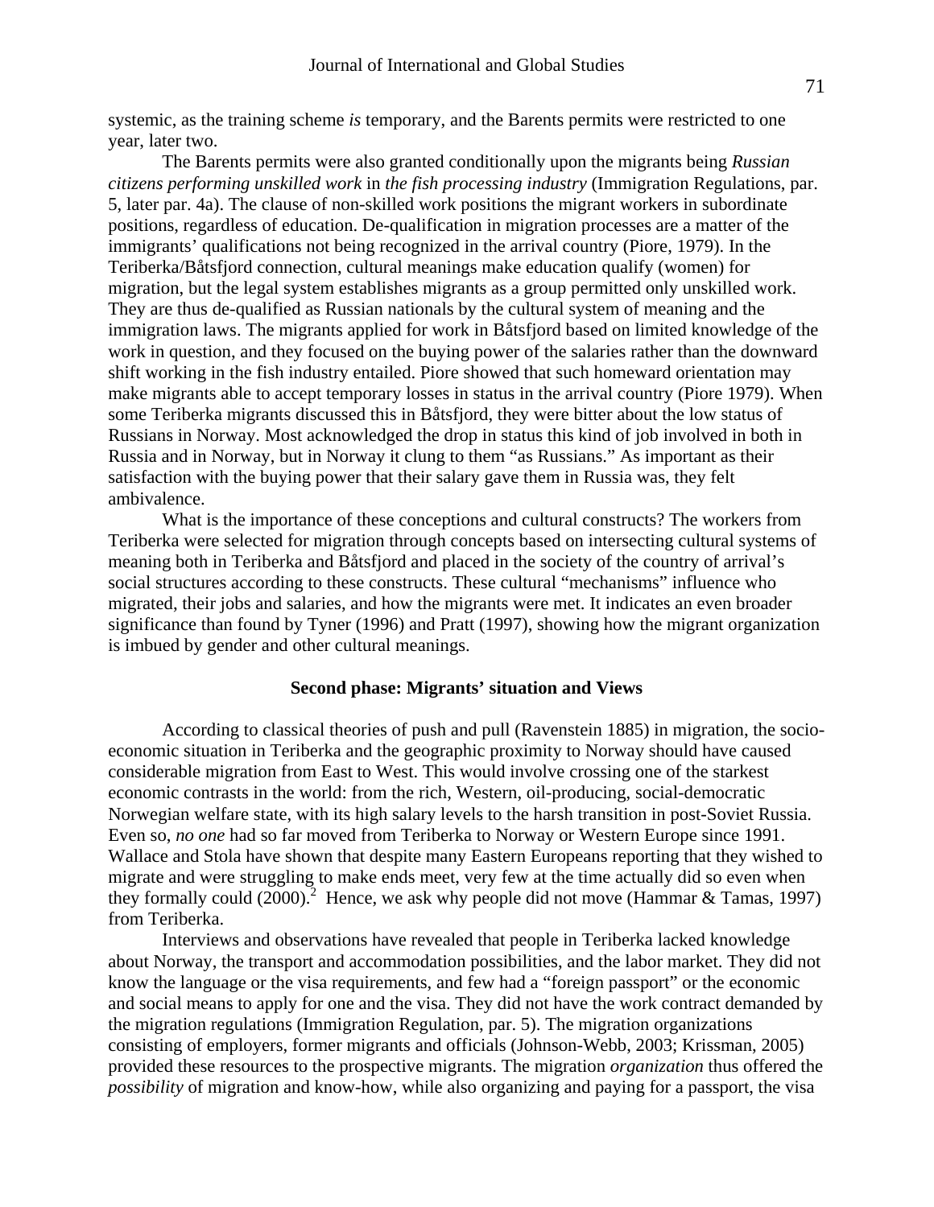systemic, as the training scheme *is* temporary, and the Barents permits were restricted to one year, later two.

The Barents permits were also granted conditionally upon the migrants being *Russian citizens performing unskilled work* in *the fish processing industry* (Immigration Regulations, par. 5, later par. 4a). The clause of non-skilled work positions the migrant workers in subordinate positions, regardless of education. De-qualification in migration processes are a matter of the immigrants' qualifications not being recognized in the arrival country (Piore, 1979). In the Teriberka/Båtsfjord connection, cultural meanings make education qualify (women) for migration, but the legal system establishes migrants as a group permitted only unskilled work. They are thus de-qualified as Russian nationals by the cultural system of meaning and the immigration laws. The migrants applied for work in Båtsfjord based on limited knowledge of the work in question, and they focused on the buying power of the salaries rather than the downward shift working in the fish industry entailed. Piore showed that such homeward orientation may make migrants able to accept temporary losses in status in the arrival country (Piore 1979). When some Teriberka migrants discussed this in Båtsfjord, they were bitter about the low status of Russians in Norway. Most acknowledged the drop in status this kind of job involved in both in Russia and in Norway, but in Norway it clung to them "as Russians." As important as their satisfaction with the buying power that their salary gave them in Russia was, they felt ambivalence.

What is the importance of these conceptions and cultural constructs? The workers from Teriberka were selected for migration through concepts based on intersecting cultural systems of meaning both in Teriberka and Båtsfjord and placed in the society of the country of arrival's social structures according to these constructs. These cultural "mechanisms" influence who migrated, their jobs and salaries, and how the migrants were met. It indicates an even broader significance than found by Tyner (1996) and Pratt (1997), showing how the migrant organization is imbued by gender and other cultural meanings.

## Second phase: Migrants' situation and Views

According to classical theories of push and pull (Ravenstein 1885) in migration, the socio-economic situation in Teriberka and the geographic proximity to Norway should have caused considerable migration from East to West. This would involve crossing one of the starkest economic contrasts in the world: from the rich, Western, oil-producing, social-democratic Norwegian welfare state, with its high salary levels to the harsh transition in post-Soviet Russia. Even so, *no one* had so far moved from Teriberka to Norway or Western Europe since 1991. Wallace and Stola have shown that despite many Eastern Europeans reporting that they wished to migrate and were struggling to make ends meet, very few at the time actually did so even when they formally could (2000).[2] Hence, we ask why people did not move (Hammar & Tamas, 1997) from Teriberka.

Interviews and observations have revealed that people in Teriberka lacked knowledge about Norway, the transport and accommodation possibilities, and the labor market. They did not know the language or the visa requirements, and few had a "foreign passport" or the economic and social means to apply for one and the visa. They did not have the work contract demanded by the migration regulations (Immigration Regulation, par. 5). The migration organizations consisting of employers, former migrants and officials (Johnson-Webb, 2003; Krissman, 2005) provided these resources to the prospective migrants. The migration *organization* thus offered the *possibility* of migration and know-how, while also organizing and paying for a passport, the visa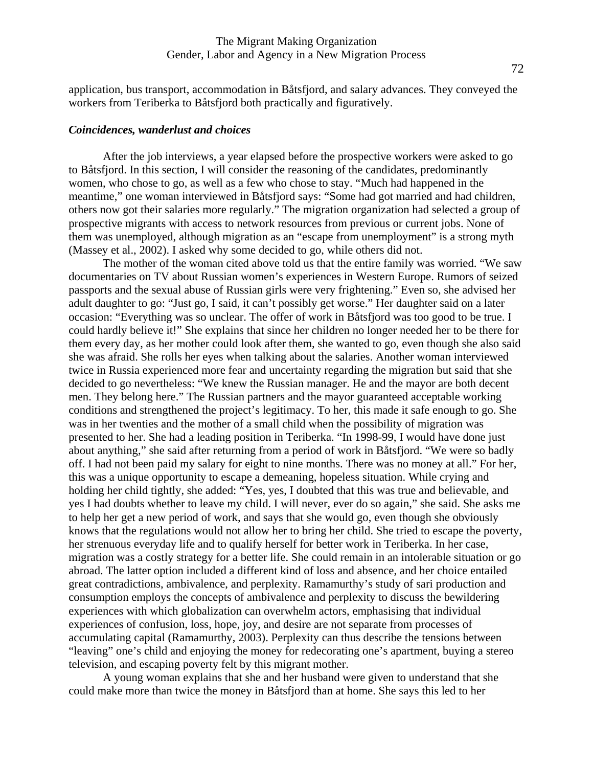application, bus transport, accommodation in Båtsfjord, and salary advances. They conveyed the workers from Teriberka to Båtsfjord both practically and figuratively.

### *Coincidences, wanderlust and choices*

After the job interviews, a year elapsed before the prospective workers were asked to go to Båtsfjord. In this section, I will consider the reasoning of the candidates, predominantly women, who chose to go, as well as a few who chose to stay. "Much had happened in the meantime," one woman interviewed in Båtsfjord says: "Some had got married and had children, others now got their salaries more regularly." The migration organization had selected a group of prospective migrants with access to network resources from previous or current jobs. None of them was unemployed, although migration as an "escape from unemployment" is a strong myth (Massey et al., 2002). I asked why some decided to go, while others did not.

The mother of the woman cited above told us that the entire family was worried. "We saw documentaries on TV about Russian women's experiences in Western Europe. Rumors of seized passports and the sexual abuse of Russian girls were very frightening." Even so, she advised her adult daughter to go: "Just go, I said, it can't possibly get worse." Her daughter said on a later occasion: "Everything was so unclear. The offer of work in Båtsfjord was too good to be true. I could hardly believe it!" She explains that since her children no longer needed her to be there for them every day, as her mother could look after them, she wanted to go, even though she also said she was afraid. She rolls her eyes when talking about the salaries. Another woman interviewed twice in Russia experienced more fear and uncertainty regarding the migration but said that she decided to go nevertheless: "We knew the Russian manager. He and the mayor are both decent men. They belong here." The Russian partners and the mayor guaranteed acceptable working conditions and strengthened the project's legitimacy. To her, this made it safe enough to go. She was in her twenties and the mother of a small child when the possibility of migration was presented to her. She had a leading position in Teriberka. "In 1998-99, I would have done just about anything," she said after returning from a period of work in Båtsfjord. "We were so badly off. I had not been paid my salary for eight to nine months. There was no money at all." For her, this was a unique opportunity to escape a demeaning, hopeless situation. While crying and holding her child tightly, she added: "Yes, yes, I doubted that this was true and believable, and yes I had doubts whether to leave my child. I will never, ever do so again," she said. She asks me to help her get a new period of work, and says that she would go, even though she obviously knows that the regulations would not allow her to bring her child. She tried to escape the poverty, her strenuous everyday life and to qualify herself for better work in Teriberka. In her case, migration was a costly strategy for a better life. She could remain in an intolerable situation or go abroad. The latter option included a different kind of loss and absence, and her choice entailed great contradictions, ambivalence, and perplexity. Ramamurthy's study of sari production and consumption employs the concepts of ambivalence and perplexity to discuss the bewildering experiences with which globalization can overwhelm actors, emphasising that individual experiences of confusion, loss, hope, joy, and desire are not separate from processes of accumulating capital (Ramamurthy, 2003). Perplexity can thus describe the tensions between "leaving" one's child and enjoying the money for redecorating one's apartment, buying a stereo television, and escaping poverty felt by this migrant mother.

A young woman explains that she and her husband were given to understand that she could make more than twice the money in Båtsfjord than at home. She says this led to her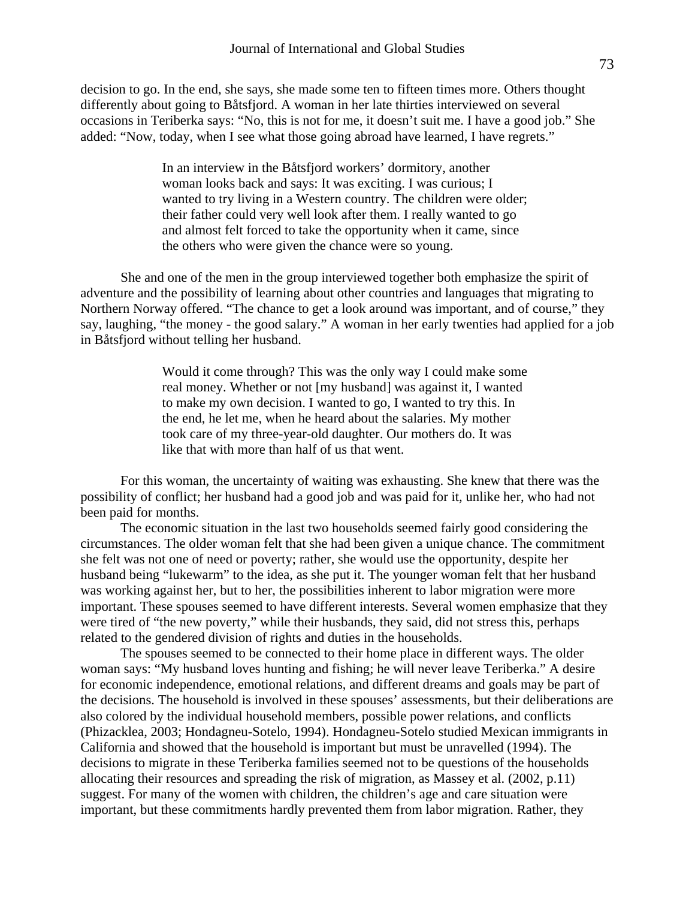decision to go. In the end, she says, she made some ten to fifteen times more. Others thought differently about going to Båtsfjord. A woman in her late thirties interviewed on several occasions in Teriberka says: “No, this is not for me, it doesn’t suit me. I have a good job.” She added: “Now, today, when I see what those going abroad have learned, I have regrets.”

> In an interview in the Båtsfjord workers’ dormitory, another woman looks back and says: It was exciting. I was curious; I wanted to try living in a Western country. The children were older; their father could very well look after them. I really wanted to go and almost felt forced to take the opportunity when it came, since the others who were given the chance were so young.

She and one of the men in the group interviewed together both emphasize the spirit of adventure and the possibility of learning about other countries and languages that migrating to Northern Norway offered. “The chance to get a look around was important, and of course,” they say, laughing, “the money - the good salary.” A woman in her early twenties had applied for a job in Båtsfjord without telling her husband.

> Would it come through? This was the only way I could make some real money. Whether or not [my husband] was against it, I wanted to make my own decision. I wanted to go, I wanted to try this. In the end, he let me, when he heard about the salaries. My mother took care of my three-year-old daughter. Our mothers do. It was like that with more than half of us that went.

For this woman, the uncertainty of waiting was exhausting. She knew that there was the possibility of conflict; her husband had a good job and was paid for it, unlike her, who had not been paid for months.

The economic situation in the last two households seemed fairly good considering the circumstances. The older woman felt that she had been given a unique chance. The commitment she felt was not one of need or poverty; rather, she would use the opportunity, despite her husband being “lukewarm” to the idea, as she put it. The younger woman felt that her husband was working against her, but to her, the possibilities inherent to labor migration were more important. These spouses seemed to have different interests. Several women emphasize that they were tired of “the new poverty,” while their husbands, they said, did not stress this, perhaps related to the gendered division of rights and duties in the households.

The spouses seemed to be connected to their home place in different ways. The older woman says: “My husband loves hunting and fishing; he will never leave Teriberka.” A desire for economic independence, emotional relations, and different dreams and goals may be part of the decisions. The household is involved in these spouses’ assessments, but their deliberations are also colored by the individual household members, possible power relations, and conflicts (Phizacklea, 2003; Hondagneu-Sotelo, 1994). Hondagneu-Sotelo studied Mexican immigrants in California and showed that the household is important but must be unravelled (1994). The decisions to migrate in these Teriberka families seemed not to be questions of the households allocating their resources and spreading the risk of migration, as Massey et al. (2002, p.11) suggest. For many of the women with children, the children’s age and care situation were important, but these commitments hardly prevented them from labor migration. Rather, they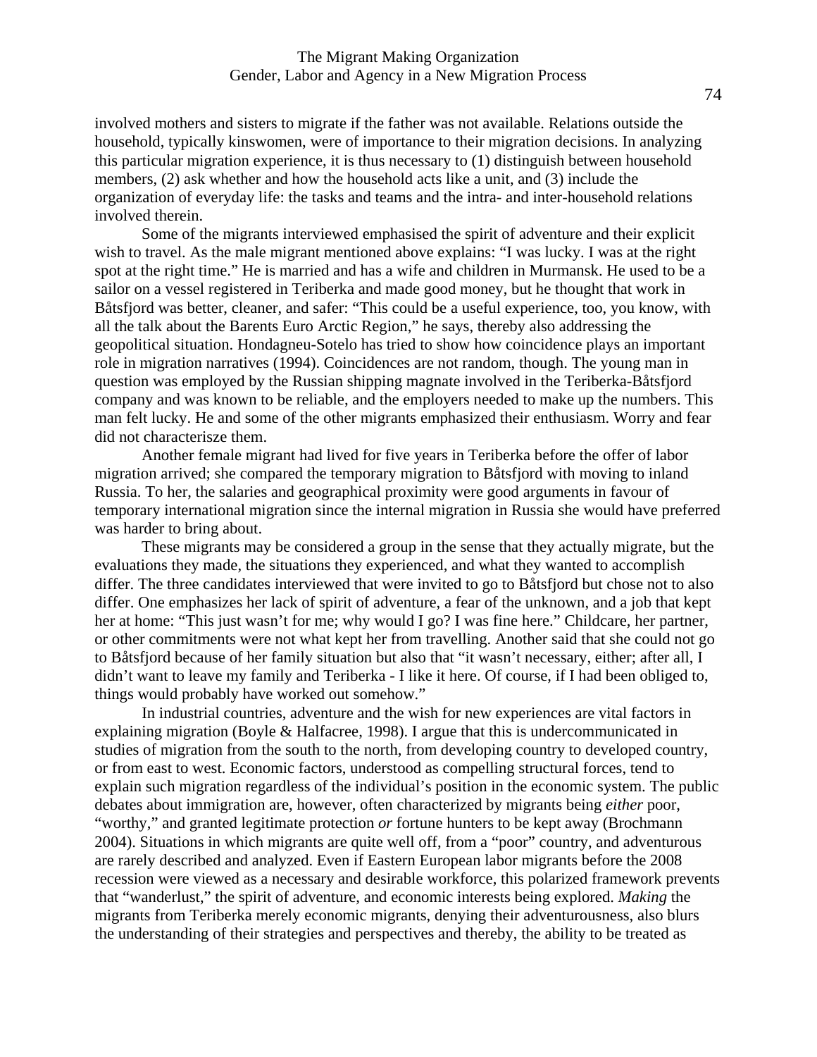involved mothers and sisters to migrate if the father was not available. Relations outside the household, typically kinswomen, were of importance to their migration decisions. In analyzing this particular migration experience, it is thus necessary to (1) distinguish between household members, (2) ask whether and how the household acts like a unit, and (3) include the organization of everyday life: the tasks and teams and the intra- and inter-household relations involved therein.

Some of the migrants interviewed emphasised the spirit of adventure and their explicit wish to travel. As the male migrant mentioned above explains: "I was lucky. I was at the right spot at the right time." He is married and has a wife and children in Murmansk. He used to be a sailor on a vessel registered in Teriberka and made good money, but he thought that work in Båtsfjord was better, cleaner, and safer: "This could be a useful experience, too, you know, with all the talk about the Barents Euro Arctic Region," he says, thereby also addressing the geopolitical situation. Hondagneu-Sotelo has tried to show how coincidence plays an important role in migration narratives (1994). Coincidences are not random, though. The young man in question was employed by the Russian shipping magnate involved in the Teriberka-Båtsfjord company and was known to be reliable, and the employers needed to make up the numbers. This man felt lucky. He and some of the other migrants emphasized their enthusiasm. Worry and fear did not characterisze them.

Another female migrant had lived for five years in Teriberka before the offer of labor migration arrived; she compared the temporary migration to Båtsfjord with moving to inland Russia. To her, the salaries and geographical proximity were good arguments in favour of temporary international migration since the internal migration in Russia she would have preferred was harder to bring about.

These migrants may be considered a group in the sense that they actually migrate, but the evaluations they made, the situations they experienced, and what they wanted to accomplish differ. The three candidates interviewed that were invited to go to Båtsfjord but chose not to also differ. One emphasizes her lack of spirit of adventure, a fear of the unknown, and a job that kept her at home: "This just wasn't for me; why would I go? I was fine here." Childcare, her partner, or other commitments were not what kept her from travelling. Another said that she could not go to Båtsfjord because of her family situation but also that "it wasn't necessary, either; after all, I didn't want to leave my family and Teriberka - I like it here. Of course, if I had been obliged to, things would probably have worked out somehow."

In industrial countries, adventure and the wish for new experiences are vital factors in explaining migration (Boyle & Halfacree, 1998). I argue that this is undercommunicated in studies of migration from the south to the north, from developing country to developed country, or from east to west. Economic factors, understood as compelling structural forces, tend to explain such migration regardless of the individual's position in the economic system. The public debates about immigration are, however, often characterized by migrants being *either* poor, "worthy," and granted legitimate protection *or* fortune hunters to be kept away (Brochmann 2004). Situations in which migrants are quite well off, from a "poor" country, and adventurous are rarely described and analyzed. Even if Eastern European labor migrants before the 2008 recession were viewed as a necessary and desirable workforce, this polarized framework prevents that "wanderlust," the spirit of adventure, and economic interests being explored. *Making* the migrants from Teriberka merely economic migrants, denying their adventurousness, also blurs the understanding of their strategies and perspectives and thereby, the ability to be treated as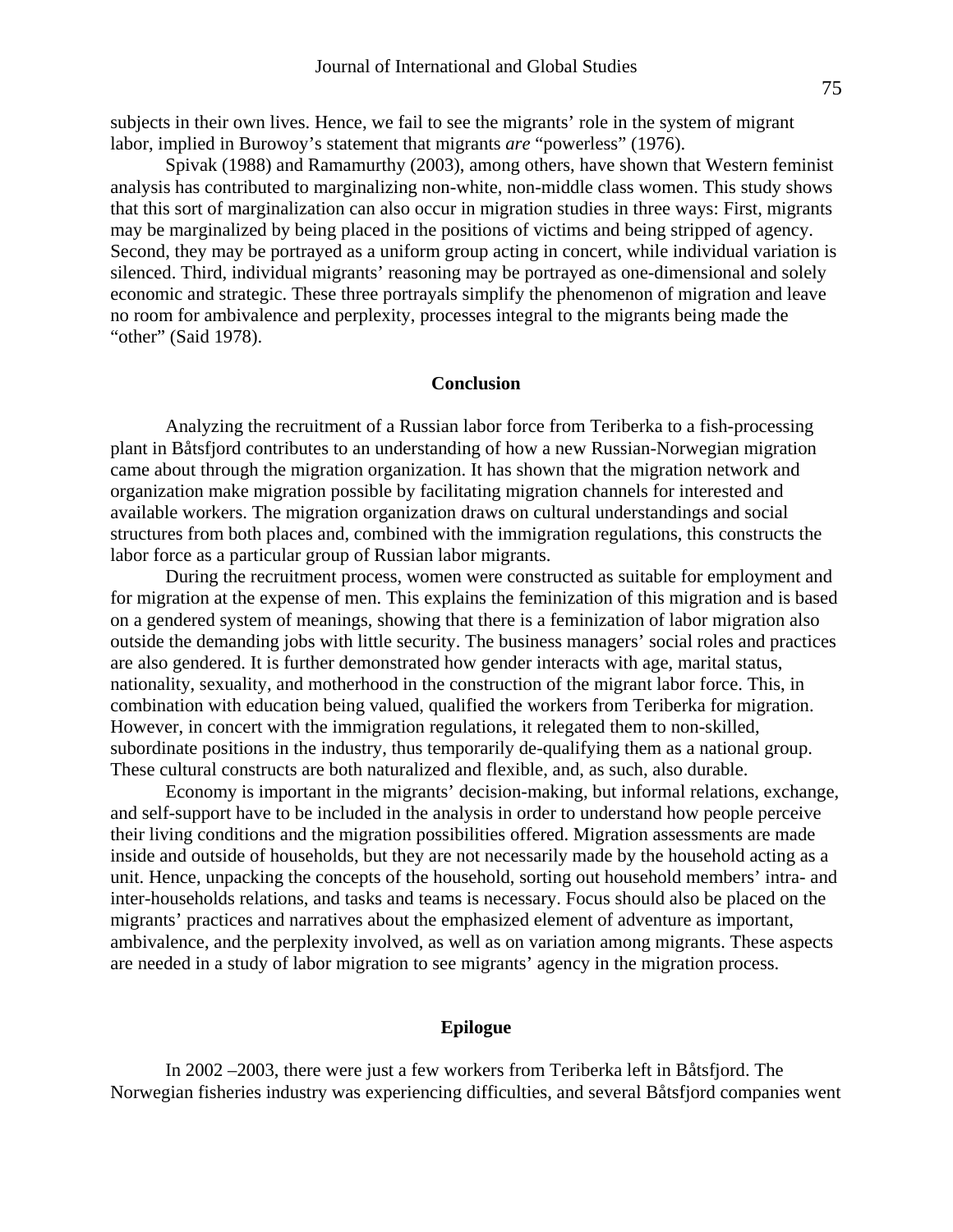subjects in their own lives. Hence, we fail to see the migrants' role in the system of migrant labor, implied in Burowoy's statement that migrants *are* "powerless" (1976).

Spivak (1988) and Ramamurthy (2003), among others, have shown that Western feminist analysis has contributed to marginalizing non-white, non-middle class women. This study shows that this sort of marginalization can also occur in migration studies in three ways: First, migrants may be marginalized by being placed in the positions of victims and being stripped of agency. Second, they may be portrayed as a uniform group acting in concert, while individual variation is silenced. Third, individual migrants' reasoning may be portrayed as one-dimensional and solely economic and strategic. These three portrayals simplify the phenomenon of migration and leave no room for ambivalence and perplexity, processes integral to the migrants being made the "other" (Said 1978).

## Conclusion

Analyzing the recruitment of a Russian labor force from Teriberka to a fish-processing plant in Båtsfjord contributes to an understanding of how a new Russian-Norwegian migration came about through the migration organization. It has shown that the migration network and organization make migration possible by facilitating migration channels for interested and available workers. The migration organization draws on cultural understandings and social structures from both places and, combined with the immigration regulations, this constructs the labor force as a particular group of Russian labor migrants.

During the recruitment process, women were constructed as suitable for employment and for migration at the expense of men. This explains the feminization of this migration and is based on a gendered system of meanings, showing that there is a feminization of labor migration also outside the demanding jobs with little security. The business managers' social roles and practices are also gendered. It is further demonstrated how gender interacts with age, marital status, nationality, sexuality, and motherhood in the construction of the migrant labor force. This, in combination with education being valued, qualified the workers from Teriberka for migration. However, in concert with the immigration regulations, it relegated them to non-skilled, subordinate positions in the industry, thus temporarily de-qualifying them as a national group. These cultural constructs are both naturalized and flexible, and, as such, also durable.

Economy is important in the migrants' decision-making, but informal relations, exchange, and self-support have to be included in the analysis in order to understand how people perceive their living conditions and the migration possibilities offered. Migration assessments are made inside and outside of households, but they are not necessarily made by the household acting as a unit. Hence, unpacking the concepts of the household, sorting out household members' intra- and inter-households relations, and tasks and teams is necessary. Focus should also be placed on the migrants' practices and narratives about the emphasized element of adventure as important, ambivalence, and the perplexity involved, as well as on variation among migrants. These aspects are needed in a study of labor migration to see migrants' agency in the migration process.

## Epilogue

In 2002 –2003, there were just a few workers from Teriberka left in Båtsfjord. The Norwegian fisheries industry was experiencing difficulties, and several Båtsfjord companies went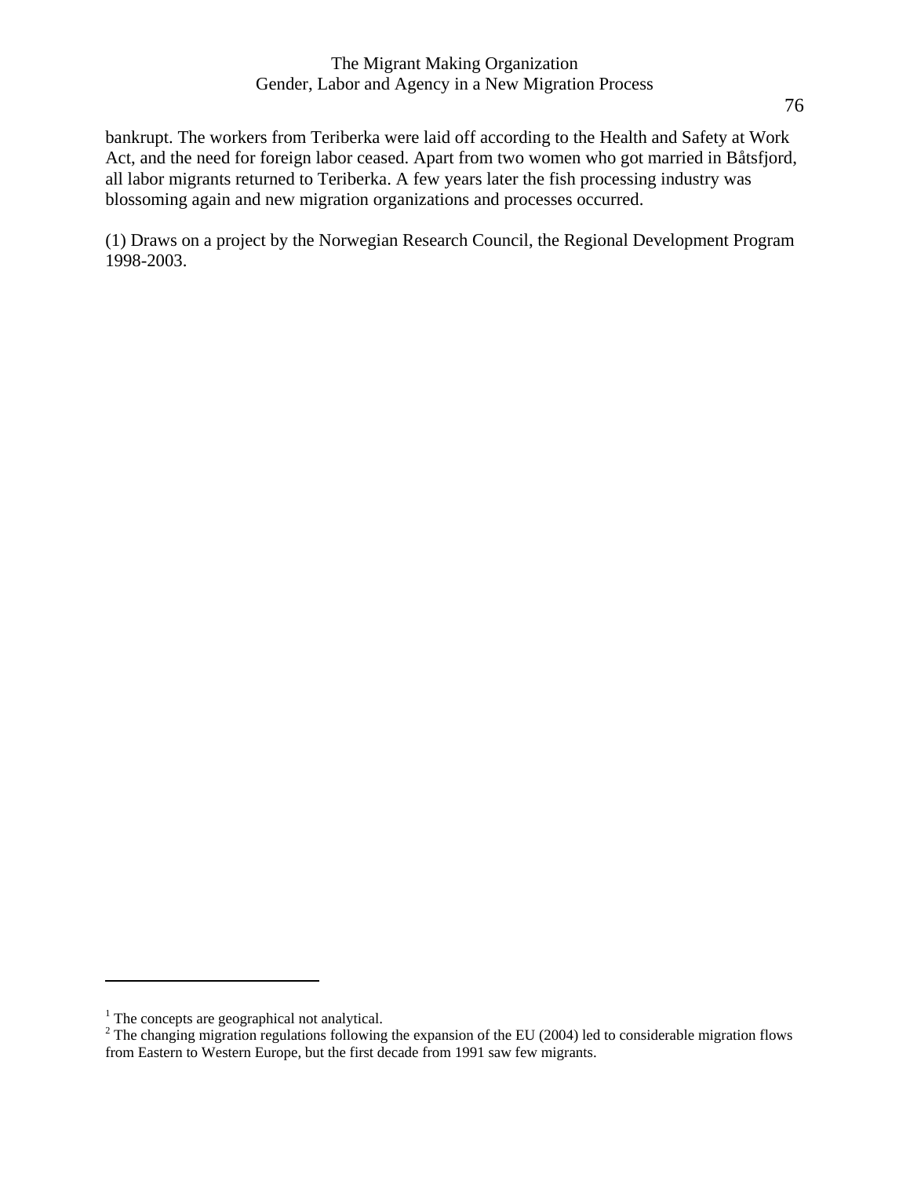bankrupt. The workers from Teriberka were laid off according to the Health and Safety at Work Act, and the need for foreign labor ceased. Apart from two women who got married in Båtsfjord, all labor migrants returned to Teriberka. A few years later the fish processing industry was blossoming again and new migration organizations and processes occurred.

(1) Draws on a project by the Norwegian Research Council, the Regional Development Program 1998-2003.

---

[1] The concepts are geographical not analytical.

[2] The changing migration regulations following the expansion of the EU (2004) led to considerable migration flows from Eastern to Western Europe, but the first decade from 1991 saw few migrants.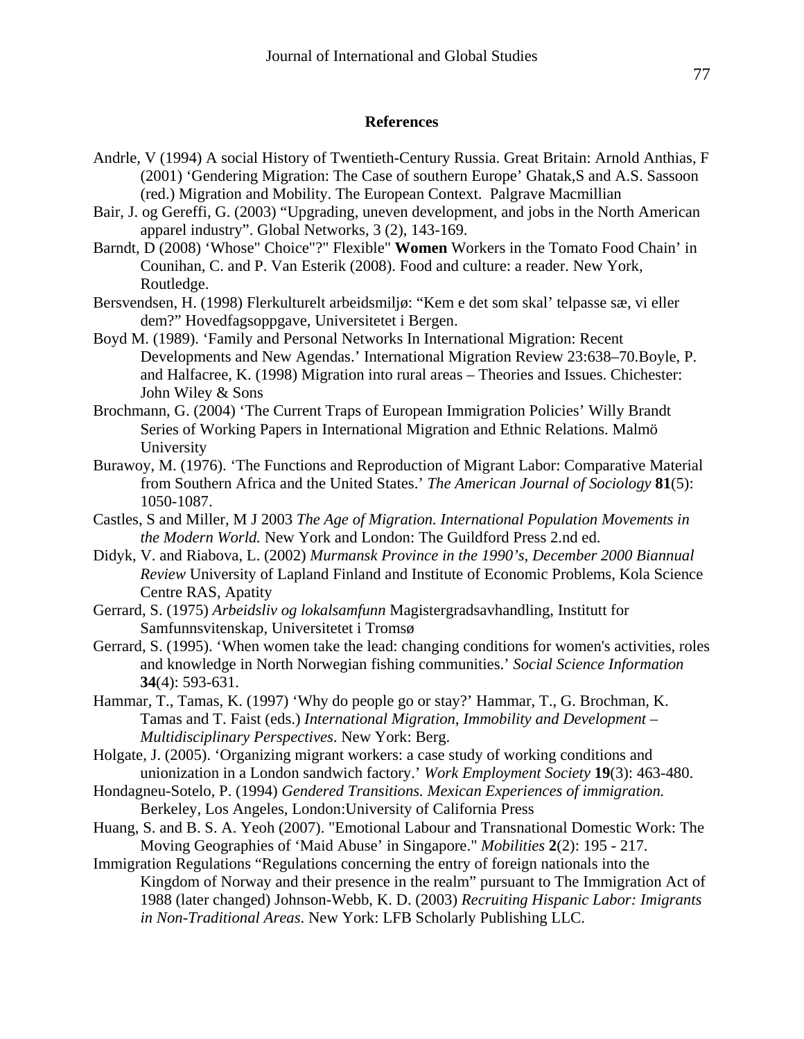## References

Andrle, V (1994) A social History of Twentieth-Century Russia. Great Britain: Arnold Anthias, F (2001) 'Gendering Migration: The Case of southern Europe' Ghatak,S and A.S. Sassoon (red.) Migration and Mobility. The European Context. Palgrave Macmillian

Bair, J. og Gereffi, G. (2003) "Upgrading, uneven development, and jobs in the North American apparel industry". Global Networks, 3 (2), 143-169.

Barndt, D (2008) 'Whose" Choice"?" Flexible" **Women** Workers in the Tomato Food Chain' in Counihan, C. and P. Van Esterik (2008). Food and culture: a reader. New York, Routledge.

Bersvendsen, H. (1998) Flerkulturelt arbeidsmiljø: "Kem e det som skal' telpasse sæ, vi eller dem?" Hovedfagsoppgave, Universitetet i Bergen.

Boyd M. (1989). 'Family and Personal Networks In International Migration: Recent Developments and New Agendas.' International Migration Review 23:638–70.Boyle, P. and Halfacree, K. (1998) Migration into rural areas – Theories and Issues. Chichester: John Wiley & Sons

Brochmann, G. (2004) 'The Current Traps of European Immigration Policies' Willy Brandt Series of Working Papers in International Migration and Ethnic Relations. Malmö University

Burawoy, M. (1976). 'The Functions and Reproduction of Migrant Labor: Comparative Material from Southern Africa and the United States.' *The American Journal of Sociology* **81**(5): 1050-1087.

Castles, S and Miller, M J 2003 *The Age of Migration. International Population Movements in the Modern World.* New York and London: The Guildford Press 2.nd ed.

Didyk, V. and Riabova, L. (2002) *Murmansk Province in the 1990's, December 2000 Biannual Review* University of Lapland Finland and Institute of Economic Problems, Kola Science Centre RAS, Apatity

Gerrard, S. (1975) *Arbeidsliv og lokalsamfunn* Magistergradsavhandling, Institutt for Samfunnsvitenskap, Universitetet i Tromsø

Gerrard, S. (1995). 'When women take the lead: changing conditions for women's activities, roles and knowledge in North Norwegian fishing communities.' *Social Science Information* **34**(4): 593-631.

Hammar, T., Tamas, K. (1997) 'Why do people go or stay?' Hammar, T., G. Brochman, K. Tamas and T. Faist (eds.) *International Migration, Immobility and Development – Multidisciplinary Perspectives*. New York: Berg.

Holgate, J. (2005). 'Organizing migrant workers: a case study of working conditions and unionization in a London sandwich factory.' *Work Employment Society* **19**(3): 463-480.

Hondagneu-Sotelo, P. (1994) *Gendered Transitions. Mexican Experiences of immigration.* Berkeley, Los Angeles, London:University of California Press

Huang, S. and B. S. A. Yeoh (2007). "Emotional Labour and Transnational Domestic Work: The Moving Geographies of 'Maid Abuse' in Singapore." *Mobilities* **2**(2): 195 - 217.

Immigration Regulations "Regulations concerning the entry of foreign nationals into the Kingdom of Norway and their presence in the realm" pursuant to The Immigration Act of 1988 (later changed) Johnson-Webb, K. D. (2003) *Recruiting Hispanic Labor: Imigrants in Non-Traditional Areas*. New York: LFB Scholarly Publishing LLC.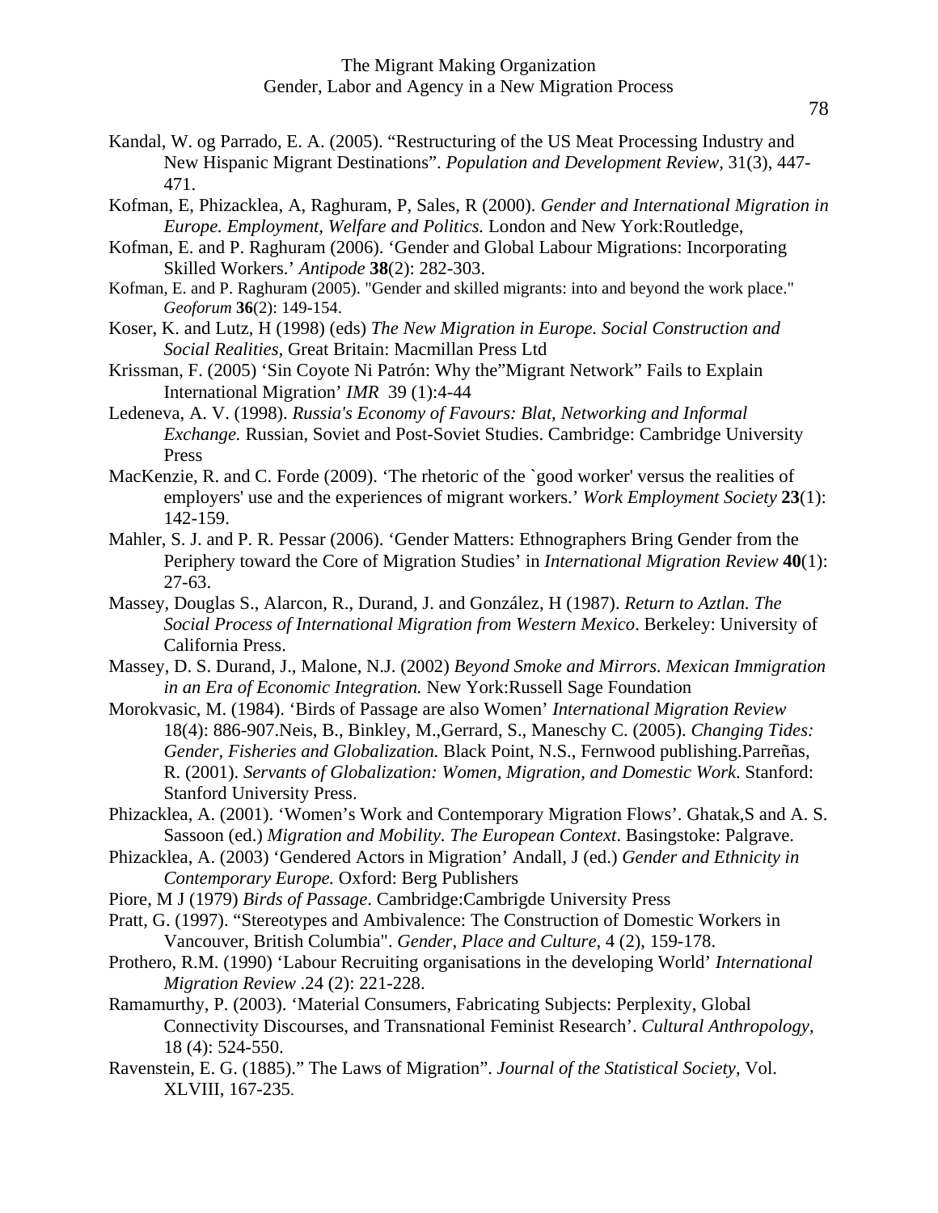Kandal, W. og Parrado, E. A. (2005). "Restructuring of the US Meat Processing Industry and New Hispanic Migrant Destinations". *Population and Development Review*, 31(3), 447-471.

Kofman, E, Phizacklea, A, Raghuram, P, Sales, R (2000). *Gender and International Migration in Europe. Employment, Welfare and Politics.* London and New York:Routledge,

Kofman, E. and P. Raghuram (2006). 'Gender and Global Labour Migrations: Incorporating Skilled Workers.' *Antipode* **38**(2): 282-303.

Kofman, E. and P. Raghuram (2005). "Gender and skilled migrants: into and beyond the work place." *Geoforum* **36**(2): 149-154.

Koser, K. and Lutz, H (1998) (eds) *The New Migration in Europe. Social Construction and Social Realities,* Great Britain: Macmillan Press Ltd

Krissman, F. (2005) 'Sin Coyote Ni Patrón: Why the"Migrant Network" Fails to Explain International Migration' *IMR* 39 (1):4-44

Ledeneva, A. V. (1998). *Russia's Economy of Favours: Blat, Networking and Informal Exchange.* Russian, Soviet and Post-Soviet Studies. Cambridge: Cambridge University Press

MacKenzie, R. and C. Forde (2009). 'The rhetoric of the `good worker' versus the realities of employers' use and the experiences of migrant workers.' *Work Employment Society* **23**(1): 142-159.

Mahler, S. J. and P. R. Pessar (2006). 'Gender Matters: Ethnographers Bring Gender from the Periphery toward the Core of Migration Studies' in *International Migration Review* **40**(1): 27-63.

Massey, Douglas S., Alarcon, R., Durand, J. and González, H (1987). *Return to Aztlan. The Social Process of International Migration from Western Mexico*. Berkeley: University of California Press.

Massey, D. S. Durand, J., Malone, N.J. (2002) *Beyond Smoke and Mirrors. Mexican Immigration in an Era of Economic Integration.* New York:Russell Sage Foundation

Morokvasic, M. (1984). 'Birds of Passage are also Women' *International Migration Review* 18(4): 886-907.Neis, B., Binkley, M.,Gerrard, S., Maneschy C. (2005). *Changing Tides: Gender, Fisheries and Globalization.* Black Point, N.S., Fernwood publishing.Parreñas, R. (2001). *Servants of Globalization: Women, Migration, and Domestic Work.* Stanford: Stanford University Press.

Phizacklea, A. (2001). 'Women's Work and Contemporary Migration Flows'. Ghatak,S and A. S. Sassoon (ed.) *Migration and Mobility. The European Context*. Basingstoke: Palgrave.

Phizacklea, A. (2003) 'Gendered Actors in Migration' Andall, J (ed.) *Gender and Ethnicity in Contemporary Europe.* Oxford: Berg Publishers

Piore, M J (1979) *Birds of Passage*. Cambridge:Cambrigde University Press

Pratt, G. (1997). "Stereotypes and Ambivalence: The Construction of Domestic Workers in Vancouver, British Columbia". *Gender, Place and Culture*, 4 (2), 159-178.

Prothero, R.M. (1990) 'Labour Recruiting organisations in the developing World' *International Migration Review* .24 (2): 221-228.

Ramamurthy, P. (2003). 'Material Consumers, Fabricating Subjects: Perplexity, Global Connectivity Discourses, and Transnational Feminist Research'. *Cultural Anthropology*, 18 (4): 524-550.

Ravenstein, E. G. (1885)." The Laws of Migration". *Journal of the Statistical Society*, Vol. XLVIII, 167-235.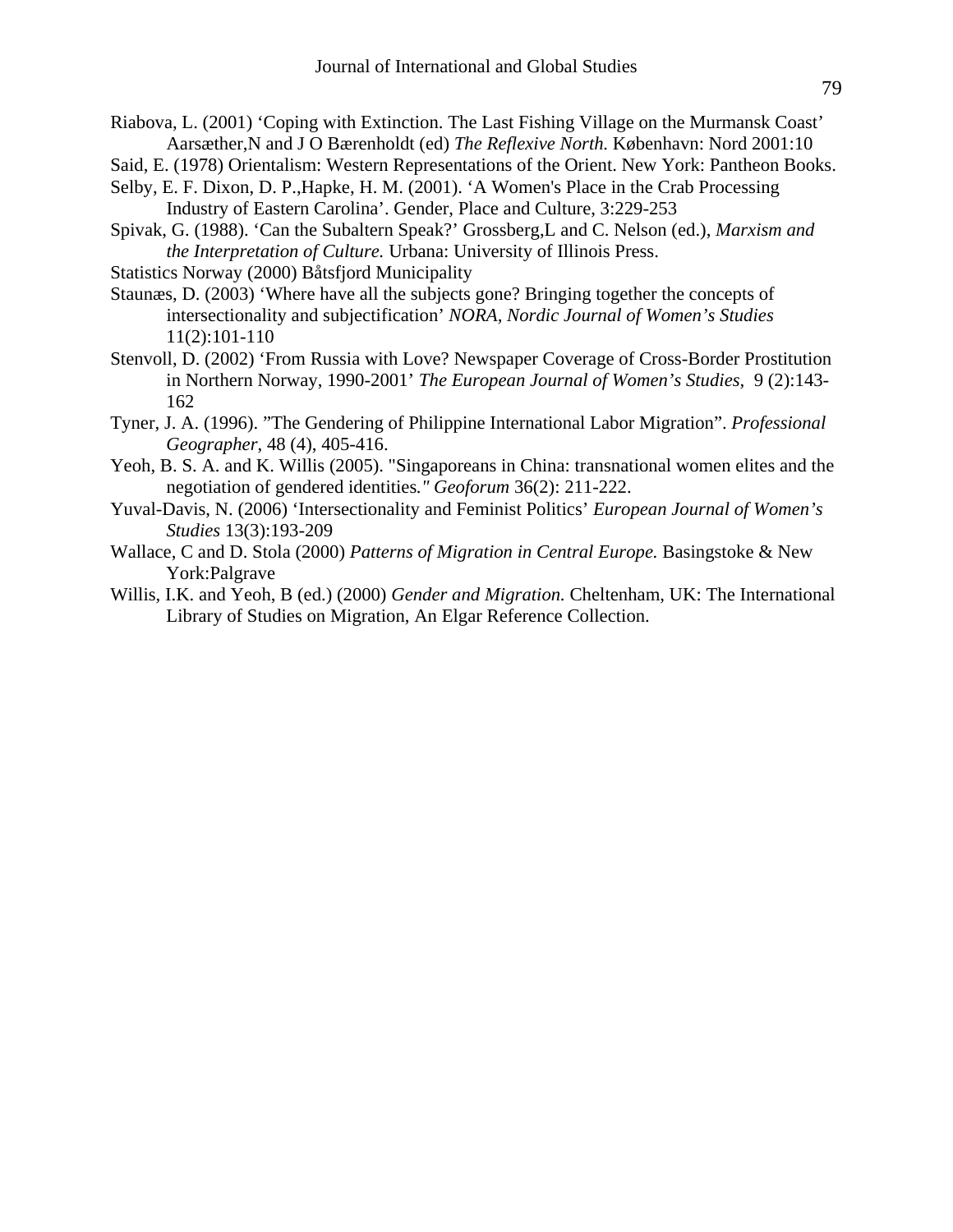Riabova, L. (2001) 'Coping with Extinction. The Last Fishing Village on the Murmansk Coast' Aarsæther,N and J O Bærenholdt (ed) *The Reflexive North.* København: Nord 2001:10

Said, E. (1978) Orientalism: Western Representations of the Orient. New York: Pantheon Books.

Selby, E. F. Dixon, D. P.,Hapke, H. M. (2001). 'A Women's Place in the Crab Processing Industry of Eastern Carolina'. Gender, Place and Culture, 3:229-253

Spivak, G. (1988). 'Can the Subaltern Speak?' Grossberg,L and C. Nelson (ed.), *Marxism and the Interpretation of Culture.* Urbana: University of Illinois Press.

Statistics Norway (2000) Båtsfjord Municipality

Staunæs, D. (2003) 'Where have all the subjects gone? Bringing together the concepts of intersectionality and subjectification' *NORA, Nordic Journal of Women's Studies* 11(2):101-110

Stenvoll, D. (2002) 'From Russia with Love? Newspaper Coverage of Cross-Border Prostitution in Northern Norway, 1990-2001' *The European Journal of Women's Studies,* 9 (2):143-162

Tyner, J. A. (1996). "The Gendering of Philippine International Labor Migration". *Professional Geographer*, 48 (4), 405-416.

Yeoh, B. S. A. and K. Willis (2005). "Singaporeans in China: transnational women elites and the negotiation of gendered identities*." Geoforum* 36(2): 211-222.

Yuval-Davis, N. (2006) 'Intersectionality and Feminist Politics' *European Journal of Women's Studies* 13(3):193-209

Wallace, C and D. Stola (2000) *Patterns of Migration in Central Europe.* Basingstoke & New York:Palgrave

Willis, I.K. and Yeoh, B (ed.) (2000) *Gender and Migration.* Cheltenham, UK: The International Library of Studies on Migration, An Elgar Reference Collection.